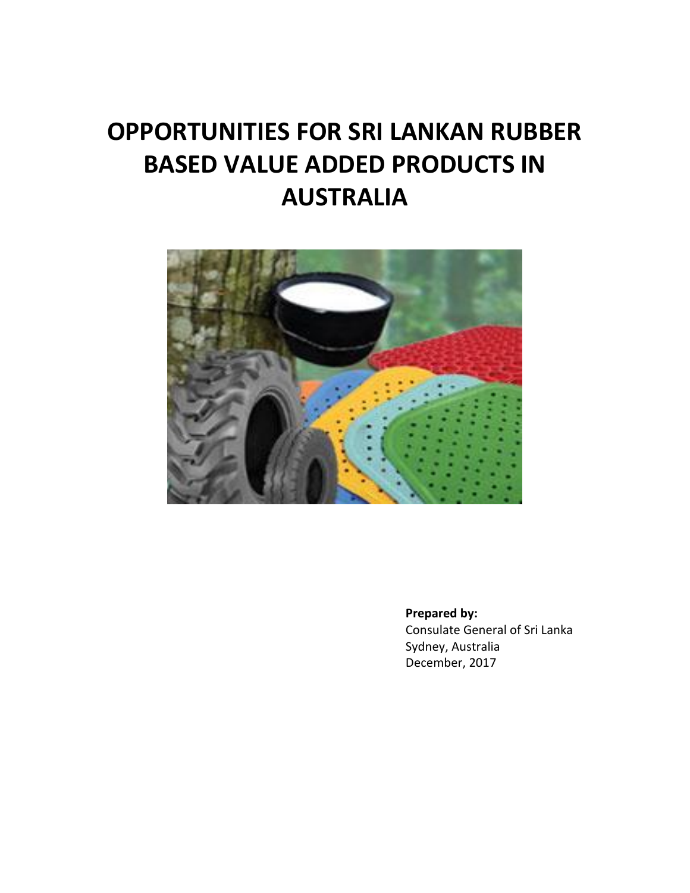# OPPORTUNITIES FOR SRI LANKAN RUBBER BASED VALUE ADDED PRODUCTS IN AUSTRALIA

**Prepared by:**
Consulate General of Sri Lanka
Sydney, Australia
December, 2017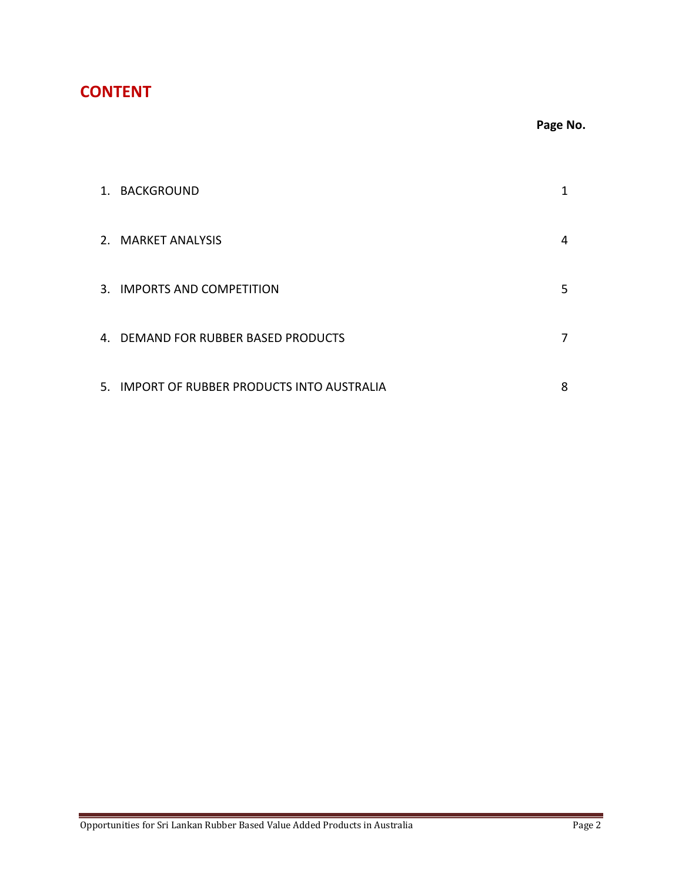# CONTENT

| | Page No. |
|---|---|
| 1. BACKGROUND | 1 |
| 2. MARKET ANALYSIS | 4 |
| 3. IMPORTS AND COMPETITION | 5 |
| 4. DEMAND FOR RUBBER BASED PRODUCTS | 7 |
| 5. IMPORT OF RUBBER PRODUCTS INTO AUSTRALIA | 8 |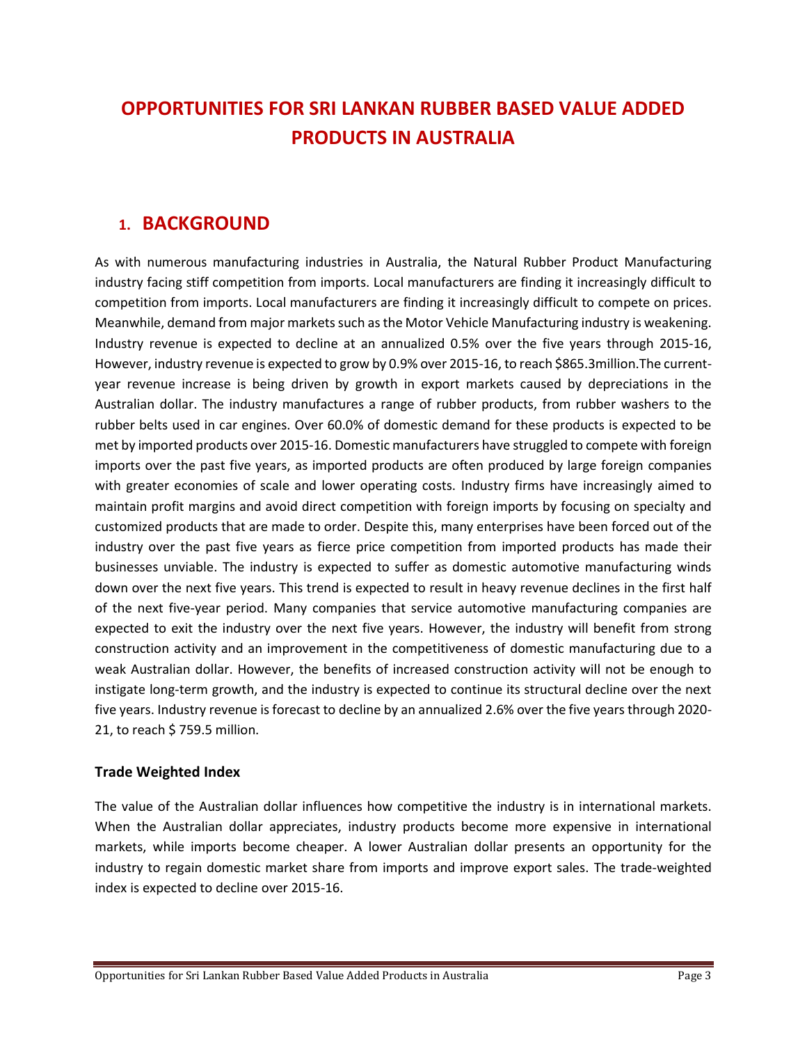# OPPORTUNITIES FOR SRI LANKAN RUBBER BASED VALUE ADDED PRODUCTS IN AUSTRALIA

## 1. BACKGROUND

As with numerous manufacturing industries in Australia, the Natural Rubber Product Manufacturing industry facing stiff competition from imports. Local manufacturers are finding it increasingly difficult to competition from imports. Local manufacturers are finding it increasingly difficult to compete on prices. Meanwhile, demand from major markets such as the Motor Vehicle Manufacturing industry is weakening. Industry revenue is expected to decline at an annualized 0.5% over the five years through 2015-16, However, industry revenue is expected to grow by 0.9% over 2015-16, to reach $865.3million.The current-year revenue increase is being driven by growth in export markets caused by depreciations in the Australian dollar. The industry manufactures a range of rubber products, from rubber washers to the rubber belts used in car engines. Over 60.0% of domestic demand for these products is expected to be met by imported products over 2015-16. Domestic manufacturers have struggled to compete with foreign imports over the past five years, as imported products are often produced by large foreign companies with greater economies of scale and lower operating costs. Industry firms have increasingly aimed to maintain profit margins and avoid direct competition with foreign imports by focusing on specialty and customized products that are made to order. Despite this, many enterprises have been forced out of the industry over the past five years as fierce price competition from imported products has made their businesses unviable. The industry is expected to suffer as domestic automotive manufacturing winds down over the next five years. This trend is expected to result in heavy revenue declines in the first half of the next five-year period. Many companies that service automotive manufacturing companies are expected to exit the industry over the next five years. However, the industry will benefit from strong construction activity and an improvement in the competitiveness of domestic manufacturing due to a weak Australian dollar. However, the benefits of increased construction activity will not be enough to instigate long-term growth, and the industry is expected to continue its structural decline over the next five years. Industry revenue is forecast to decline by an annualized 2.6% over the five years through 2020-21, to reach $ 759.5 million.

**Trade Weighted Index**

The value of the Australian dollar influences how competitive the industry is in international markets. When the Australian dollar appreciates, industry products become more expensive in international markets, while imports become cheaper. A lower Australian dollar presents an opportunity for the industry to regain domestic market share from imports and improve export sales. The trade-weighted index is expected to decline over 2015-16.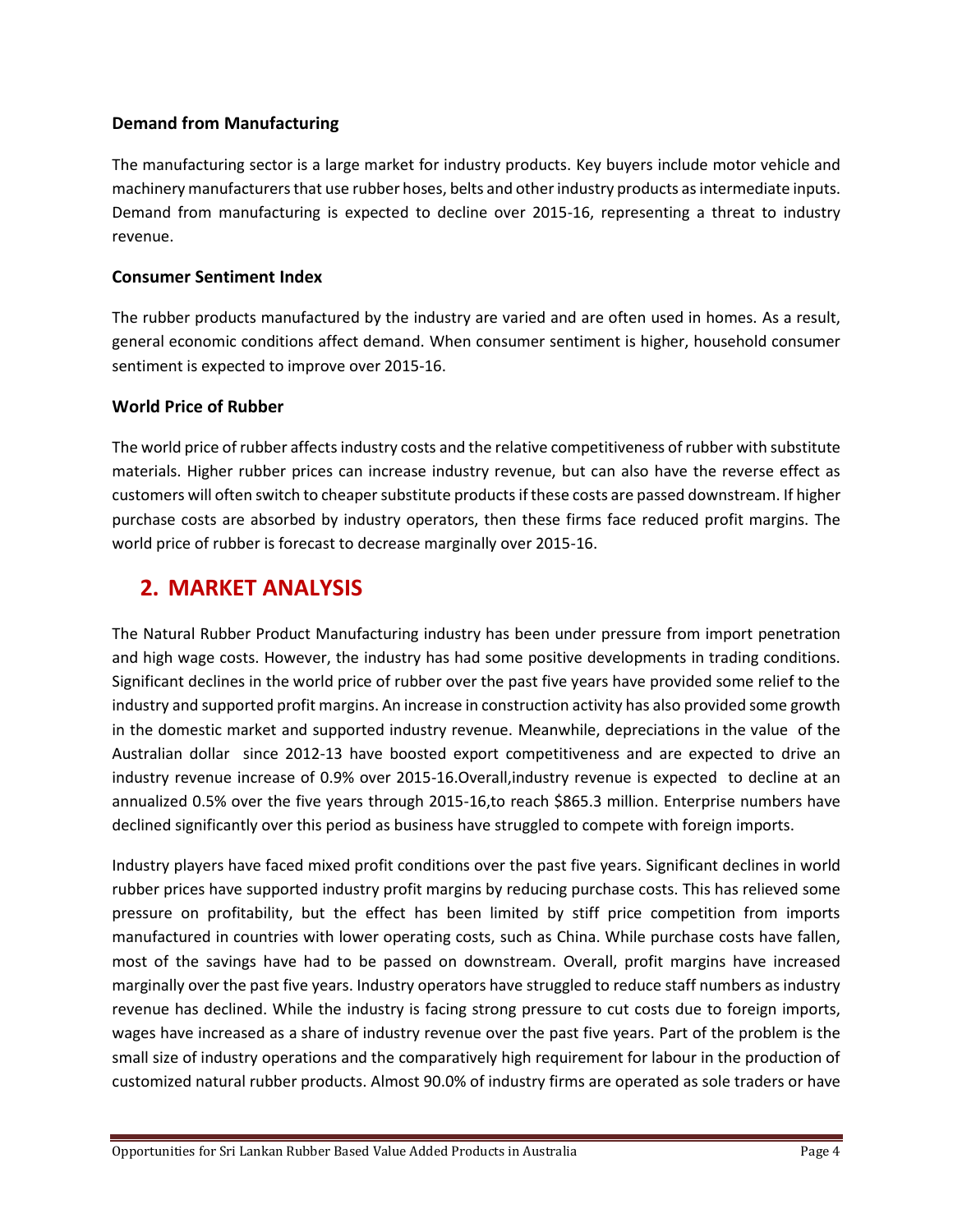### Demand from Manufacturing

The manufacturing sector is a large market for industry products. Key buyers include motor vehicle and machinery manufacturers that use rubber hoses, belts and other industry products as intermediate inputs. Demand from manufacturing is expected to decline over 2015-16, representing a threat to industry revenue.

### Consumer Sentiment Index

The rubber products manufactured by the industry are varied and are often used in homes. As a result, general economic conditions affect demand. When consumer sentiment is higher, household consumer sentiment is expected to improve over 2015-16.

### World Price of Rubber

The world price of rubber affects industry costs and the relative competitiveness of rubber with substitute materials. Higher rubber prices can increase industry revenue, but can also have the reverse effect as customers will often switch to cheaper substitute products if these costs are passed downstream. If higher purchase costs are absorbed by industry operators, then these firms face reduced profit margins. The world price of rubber is forecast to decrease marginally over 2015-16.

## 2. MARKET ANALYSIS

The Natural Rubber Product Manufacturing industry has been under pressure from import penetration and high wage costs. However, the industry has had some positive developments in trading conditions. Significant declines in the world price of rubber over the past five years have provided some relief to the industry and supported profit margins. An increase in construction activity has also provided some growth in the domestic market and supported industry revenue. Meanwhile, depreciations in the value of the Australian dollar since 2012-13 have boosted export competitiveness and are expected to drive an industry revenue increase of 0.9% over 2015-16.Overall,industry revenue is expected to decline at an annualized 0.5% over the five years through 2015-16,to reach $865.3 million. Enterprise numbers have declined significantly over this period as business have struggled to compete with foreign imports.

Industry players have faced mixed profit conditions over the past five years. Significant declines in world rubber prices have supported industry profit margins by reducing purchase costs. This has relieved some pressure on profitability, but the effect has been limited by stiff price competition from imports manufactured in countries with lower operating costs, such as China. While purchase costs have fallen, most of the savings have had to be passed on downstream. Overall, profit margins have increased marginally over the past five years. Industry operators have struggled to reduce staff numbers as industry revenue has declined. While the industry is facing strong pressure to cut costs due to foreign imports, wages have increased as a share of industry revenue over the past five years. Part of the problem is the small size of industry operations and the comparatively high requirement for labour in the production of customized natural rubber products. Almost 90.0% of industry firms are operated as sole traders or have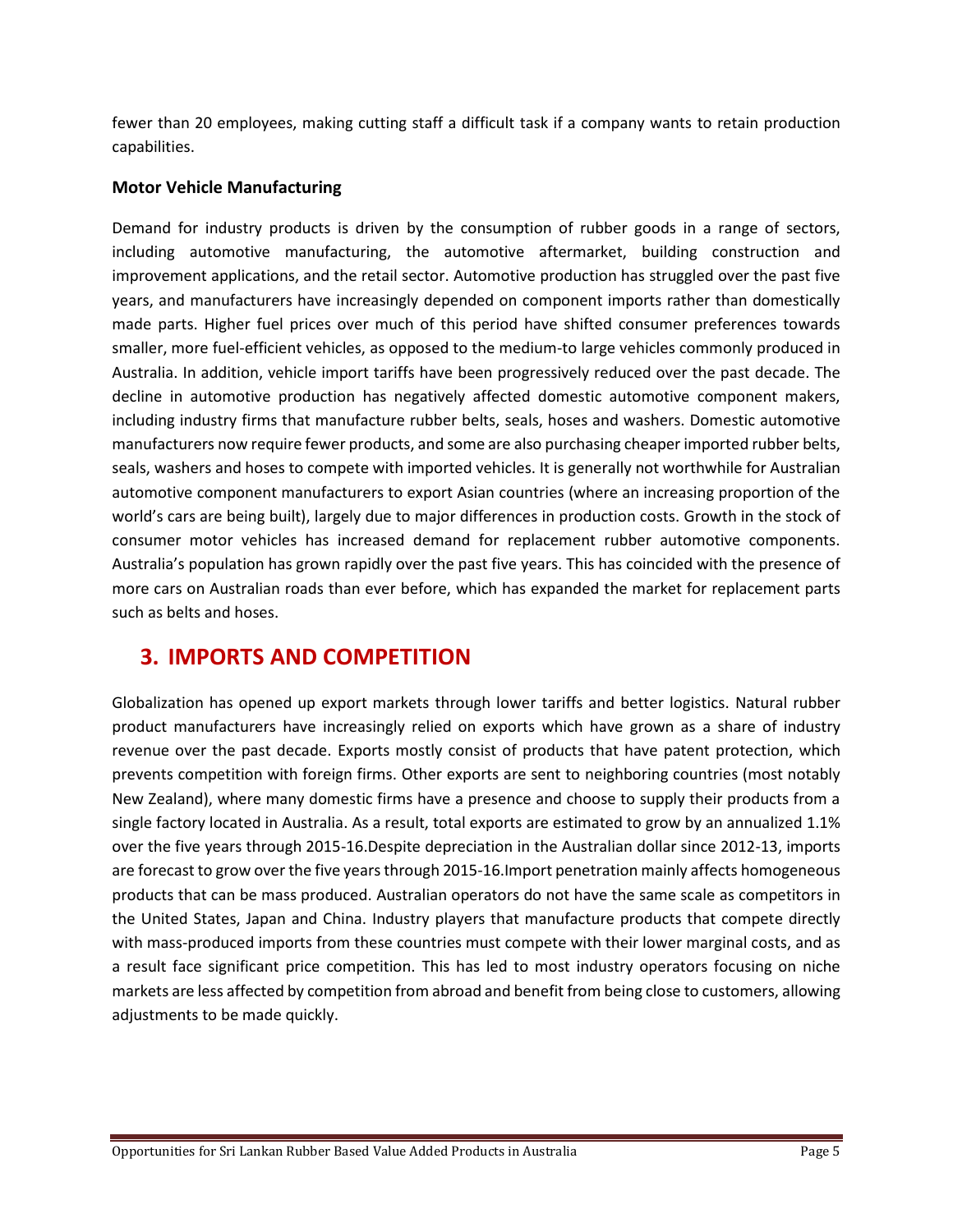fewer than 20 employees, making cutting staff a difficult task if a company wants to retain production capabilities.

**Motor Vehicle Manufacturing**

Demand for industry products is driven by the consumption of rubber goods in a range of sectors, including automotive manufacturing, the automotive aftermarket, building construction and improvement applications, and the retail sector. Automotive production has struggled over the past five years, and manufacturers have increasingly depended on component imports rather than domestically made parts. Higher fuel prices over much of this period have shifted consumer preferences towards smaller, more fuel-efficient vehicles, as opposed to the medium-to large vehicles commonly produced in Australia. In addition, vehicle import tariffs have been progressively reduced over the past decade. The decline in automotive production has negatively affected domestic automotive component makers, including industry firms that manufacture rubber belts, seals, hoses and washers. Domestic automotive manufacturers now require fewer products, and some are also purchasing cheaper imported rubber belts, seals, washers and hoses to compete with imported vehicles. It is generally not worthwhile for Australian automotive component manufacturers to export Asian countries (where an increasing proportion of the world's cars are being built), largely due to major differences in production costs. Growth in the stock of consumer motor vehicles has increased demand for replacement rubber automotive components. Australia's population has grown rapidly over the past five years. This has coincided with the presence of more cars on Australian roads than ever before, which has expanded the market for replacement parts such as belts and hoses.

## 3. IMPORTS AND COMPETITION

Globalization has opened up export markets through lower tariffs and better logistics. Natural rubber product manufacturers have increasingly relied on exports which have grown as a share of industry revenue over the past decade. Exports mostly consist of products that have patent protection, which prevents competition with foreign firms. Other exports are sent to neighboring countries (most notably New Zealand), where many domestic firms have a presence and choose to supply their products from a single factory located in Australia. As a result, total exports are estimated to grow by an annualized 1.1% over the five years through 2015-16.Despite depreciation in the Australian dollar since 2012-13, imports are forecast to grow over the five years through 2015-16.Import penetration mainly affects homogeneous products that can be mass produced. Australian operators do not have the same scale as competitors in the United States, Japan and China. Industry players that manufacture products that compete directly with mass-produced imports from these countries must compete with their lower marginal costs, and as a result face significant price competition. This has led to most industry operators focusing on niche markets are less affected by competition from abroad and benefit from being close to customers, allowing adjustments to be made quickly.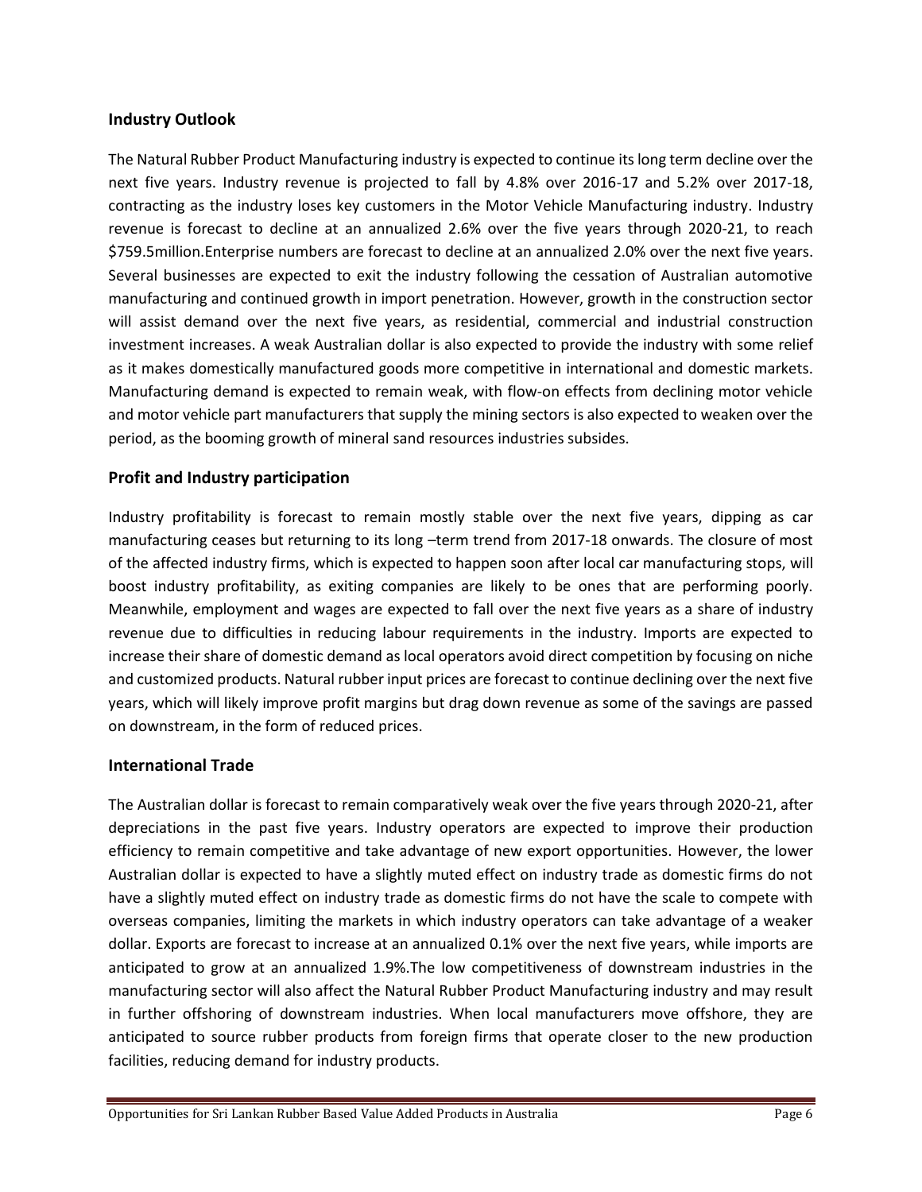## Industry Outlook

The Natural Rubber Product Manufacturing industry is expected to continue its long term decline over the next five years. Industry revenue is projected to fall by 4.8% over 2016-17 and 5.2% over 2017-18, contracting as the industry loses key customers in the Motor Vehicle Manufacturing industry. Industry revenue is forecast to decline at an annualized 2.6% over the five years through 2020-21, to reach \$759.5million.Enterprise numbers are forecast to decline at an annualized 2.0% over the next five years. Several businesses are expected to exit the industry following the cessation of Australian automotive manufacturing and continued growth in import penetration. However, growth in the construction sector will assist demand over the next five years, as residential, commercial and industrial construction investment increases. A weak Australian dollar is also expected to provide the industry with some relief as it makes domestically manufactured goods more competitive in international and domestic markets. Manufacturing demand is expected to remain weak, with flow-on effects from declining motor vehicle and motor vehicle part manufacturers that supply the mining sectors is also expected to weaken over the period, as the booming growth of mineral sand resources industries subsides.

## Profit and Industry participation

Industry profitability is forecast to remain mostly stable over the next five years, dipping as car manufacturing ceases but returning to its long –term trend from 2017-18 onwards. The closure of most of the affected industry firms, which is expected to happen soon after local car manufacturing stops, will boost industry profitability, as exiting companies are likely to be ones that are performing poorly. Meanwhile, employment and wages are expected to fall over the next five years as a share of industry revenue due to difficulties in reducing labour requirements in the industry. Imports are expected to increase their share of domestic demand as local operators avoid direct competition by focusing on niche and customized products. Natural rubber input prices are forecast to continue declining over the next five years, which will likely improve profit margins but drag down revenue as some of the savings are passed on downstream, in the form of reduced prices.

## International Trade

The Australian dollar is forecast to remain comparatively weak over the five years through 2020-21, after depreciations in the past five years. Industry operators are expected to improve their production efficiency to remain competitive and take advantage of new export opportunities. However, the lower Australian dollar is expected to have a slightly muted effect on industry trade as domestic firms do not have a slightly muted effect on industry trade as domestic firms do not have the scale to compete with overseas companies, limiting the markets in which industry operators can take advantage of a weaker dollar. Exports are forecast to increase at an annualized 0.1% over the next five years, while imports are anticipated to grow at an annualized 1.9%.The low competitiveness of downstream industries in the manufacturing sector will also affect the Natural Rubber Product Manufacturing industry and may result in further offshoring of downstream industries. When local manufacturers move offshore, they are anticipated to source rubber products from foreign firms that operate closer to the new production facilities, reducing demand for industry products.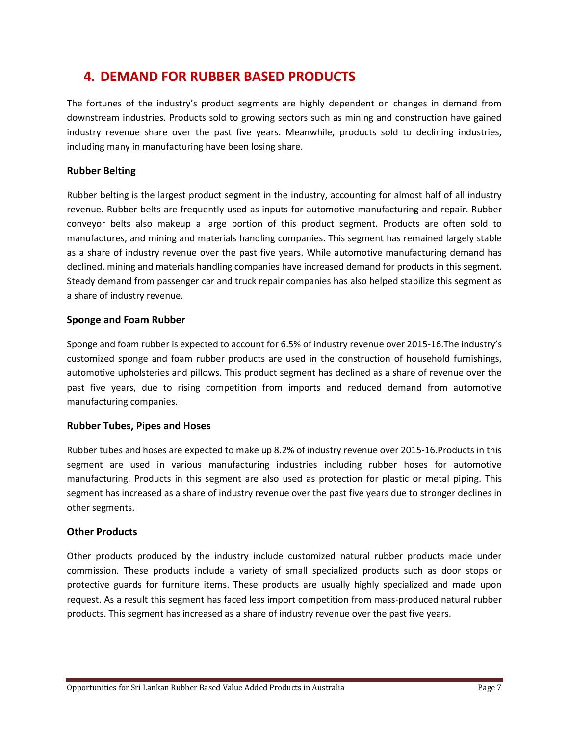# 4. DEMAND FOR RUBBER BASED PRODUCTS

The fortunes of the industry's product segments are highly dependent on changes in demand from downstream industries. Products sold to growing sectors such as mining and construction have gained industry revenue share over the past five years. Meanwhile, products sold to declining industries, including many in manufacturing have been losing share.

### Rubber Belting

Rubber belting is the largest product segment in the industry, accounting for almost half of all industry revenue. Rubber belts are frequently used as inputs for automotive manufacturing and repair. Rubber conveyor belts also makeup a large portion of this product segment. Products are often sold to manufactures, and mining and materials handling companies. This segment has remained largely stable as a share of industry revenue over the past five years. While automotive manufacturing demand has declined, mining and materials handling companies have increased demand for products in this segment. Steady demand from passenger car and truck repair companies has also helped stabilize this segment as a share of industry revenue.

### Sponge and Foam Rubber

Sponge and foam rubber is expected to account for 6.5% of industry revenue over 2015-16.The industry's customized sponge and foam rubber products are used in the construction of household furnishings, automotive upholsteries and pillows. This product segment has declined as a share of revenue over the past five years, due to rising competition from imports and reduced demand from automotive manufacturing companies.

### Rubber Tubes, Pipes and Hoses

Rubber tubes and hoses are expected to make up 8.2% of industry revenue over 2015-16.Products in this segment are used in various manufacturing industries including rubber hoses for automotive manufacturing. Products in this segment are also used as protection for plastic or metal piping. This segment has increased as a share of industry revenue over the past five years due to stronger declines in other segments.

### Other Products

Other products produced by the industry include customized natural rubber products made under commission. These products include a variety of small specialized products such as door stops or protective guards for furniture items. These products are usually highly specialized and made upon request. As a result this segment has faced less import competition from mass-produced natural rubber products. This segment has increased as a share of industry revenue over the past five years.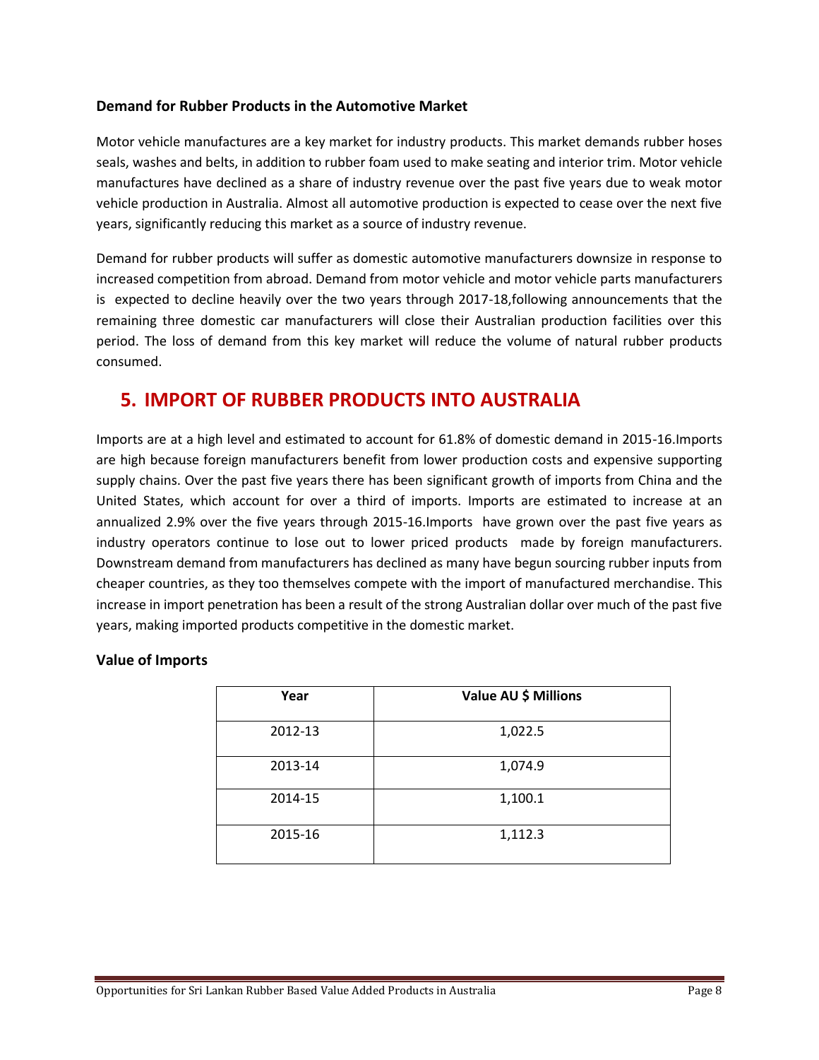### Demand for Rubber Products in the Automotive Market

Motor vehicle manufactures are a key market for industry products. This market demands rubber hoses seals, washes and belts, in addition to rubber foam used to make seating and interior trim. Motor vehicle manufactures have declined as a share of industry revenue over the past five years due to weak motor vehicle production in Australia. Almost all automotive production is expected to cease over the next five years, significantly reducing this market as a source of industry revenue.

Demand for rubber products will suffer as domestic automotive manufacturers downsize in response to increased competition from abroad. Demand from motor vehicle and motor vehicle parts manufacturers is expected to decline heavily over the two years through 2017-18,following announcements that the remaining three domestic car manufacturers will close their Australian production facilities over this period. The loss of demand from this key market will reduce the volume of natural rubber products consumed.

## 5. IMPORT OF RUBBER PRODUCTS INTO AUSTRALIA

Imports are at a high level and estimated to account for 61.8% of domestic demand in 2015-16.Imports are high because foreign manufacturers benefit from lower production costs and expensive supporting supply chains. Over the past five years there has been significant growth of imports from China and the United States, which account for over a third of imports. Imports are estimated to increase at an annualized 2.9% over the five years through 2015-16.Imports have grown over the past five years as industry operators continue to lose out to lower priced products made by foreign manufacturers. Downstream demand from manufacturers has declined as many have begun sourcing rubber inputs from cheaper countries, as they too themselves compete with the import of manufactured merchandise. This increase in import penetration has been a result of the strong Australian dollar over much of the past five years, making imported products competitive in the domestic market.

### Value of Imports

| Year | Value AU $ Millions |
|---|---|
| 2012-13 | 1,022.5 |
| 2013-14 | 1,074.9 |
| 2014-15 | 1,100.1 |
| 2015-16 | 1,112.3 |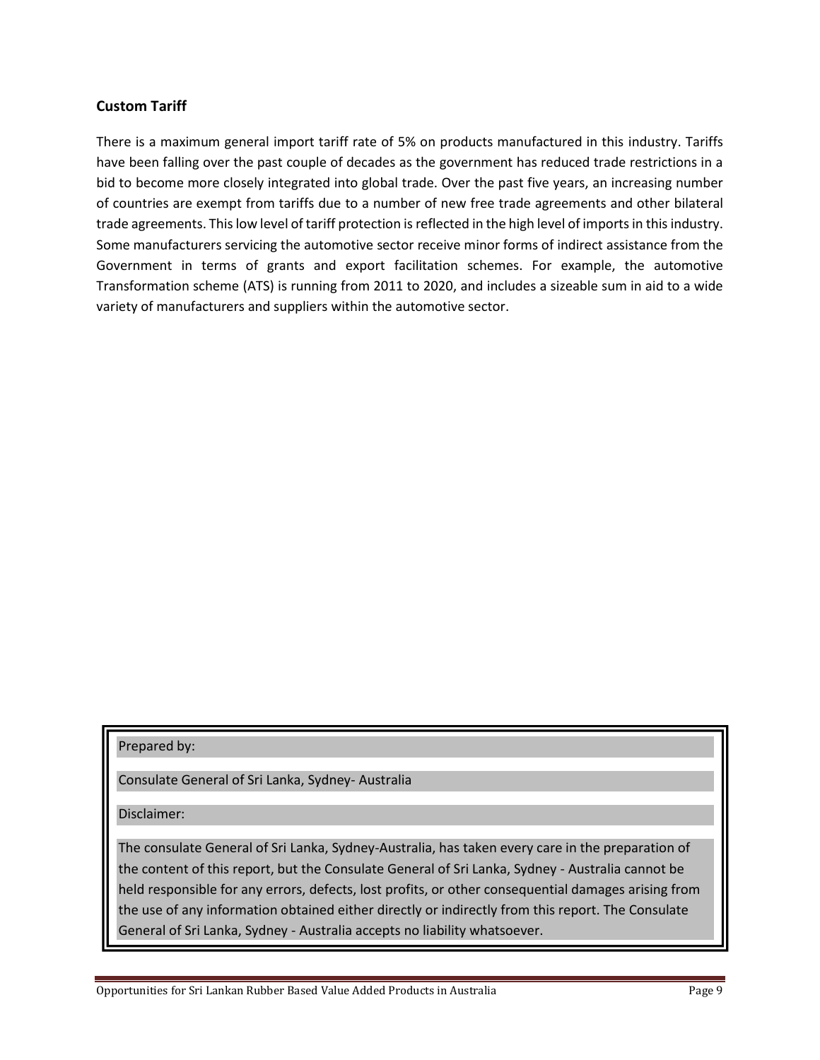## Custom Tariff

There is a maximum general import tariff rate of 5% on products manufactured in this industry. Tariffs have been falling over the past couple of decades as the government has reduced trade restrictions in a bid to become more closely integrated into global trade. Over the past five years, an increasing number of countries are exempt from tariffs due to a number of new free trade agreements and other bilateral trade agreements. This low level of tariff protection is reflected in the high level of imports in this industry. Some manufacturers servicing the automotive sector receive minor forms of indirect assistance from the Government in terms of grants and export facilitation schemes. For example, the automotive Transformation scheme (ATS) is running from 2011 to 2020, and includes a sizeable sum in aid to a wide variety of manufacturers and suppliers within the automotive sector.

Prepared by:

Consulate General of Sri Lanka, Sydney- Australia

Disclaimer:

The consulate General of Sri Lanka, Sydney-Australia, has taken every care in the preparation of the content of this report, but the Consulate General of Sri Lanka, Sydney - Australia cannot be held responsible for any errors, defects, lost profits, or other consequential damages arising from the use of any information obtained either directly or indirectly from this report. The Consulate General of Sri Lanka, Sydney - Australia accepts no liability whatsoever.